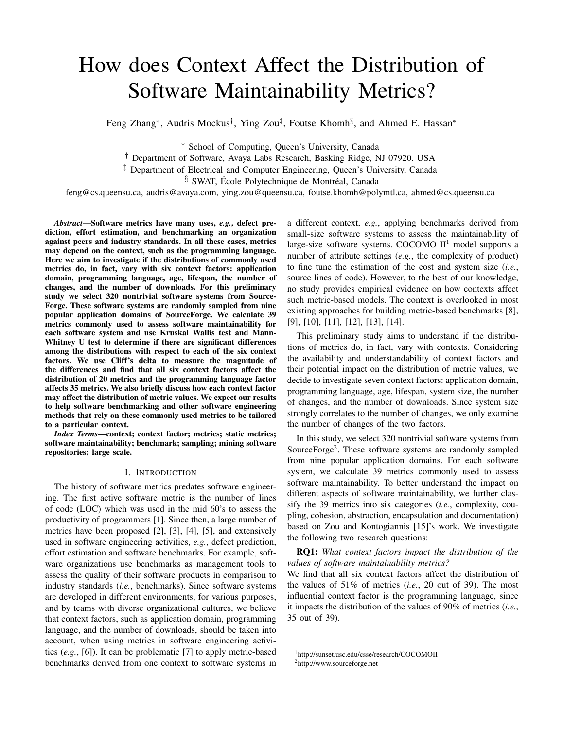# How does Context Affect the Distribution of Software Maintainability Metrics?

Feng Zhang[*], Audris Mockus[†], Ying Zou[‡], Foutse Khomh[§], and Ahmed E. Hassan[*]

[*] School of Computing, Queen's University, Canada
[†] Department of Software, Avaya Labs Research, Basking Ridge, NJ 07920. USA
[‡] Department of Electrical and Computer Engineering, Queen's University, Canada
[§] SWAT, École Polytechnique de Montréal, Canada

feng@cs.queensu.ca, audris@avaya.com, ying.zou@queensu.ca, foutse.khomh@polymtl.ca, ahmed@cs.queensu.ca

***Abstract*—Software metrics have many uses, *e.g.*, defect prediction, effort estimation, and benchmarking an organization against peers and industry standards. In all these cases, metrics may depend on the context, such as the programming language. Here we aim to investigate if the distributions of commonly used metrics do, in fact, vary with six context factors: application domain, programming language, age, lifespan, the number of changes, and the number of downloads. For this preliminary study we select 320 nontrivial software systems from SourceForge. These software systems are randomly sampled from nine popular application domains of SourceForge. We calculate 39 metrics commonly used to assess software maintainability for each software system and use Kruskal Wallis test and Mann-Whitney U test to determine if there are significant differences among the distributions with respect to each of the six context factors. We use Cliff's delta to measure the magnitude of the differences and find that all six context factors affect the distribution of 20 metrics and the programming language factor affects 35 metrics. We also briefly discuss how each context factor may affect the distribution of metric values. We expect our results to help software benchmarking and other software engineering methods that rely on these commonly used metrics to be tailored to a particular context.**

***Index Terms*—context; context factor; metrics; static metrics; software maintainability; benchmark; sampling; mining software repositories; large scale.**

## I. Introduction

The history of software metrics predates software engineering. The first active software metric is the number of lines of code (LOC) which was used in the mid 60's to assess the productivity of programmers [1]. Since then, a large number of metrics have been proposed [2], [3], [4], [5], and extensively used in software engineering activities, *e.g.*, defect prediction, effort estimation and software benchmarks. For example, software organizations use benchmarks as management tools to assess the quality of their software products in comparison to industry standards (*i.e.*, benchmarks). Since software systems are developed in different environments, for various purposes, and by teams with diverse organizational cultures, we believe that context factors, such as application domain, programming language, and the number of downloads, should be taken into account, when using metrics in software engineering activities (*e.g.*, [6]). It can be problematic [7] to apply metric-based benchmarks derived from one context to software systems in a different context, *e.g.*, applying benchmarks derived from small-size software systems to assess the maintainability of large-size software systems. COCOMO II[1] model supports a number of attribute settings (*e.g.*, the complexity of product) to fine tune the estimation of the cost and system size (*i.e.*, source lines of code). However, to the best of our knowledge, no study provides empirical evidence on how contexts affect such metric-based models. The context is overlooked in most existing approaches for building metric-based benchmarks [8], [9], [10], [11], [12], [13], [14].

This preliminary study aims to understand if the distributions of metrics do, in fact, vary with contexts. Considering the availability and understandability of context factors and their potential impact on the distribution of metric values, we decide to investigate seven context factors: application domain, programming language, age, lifespan, system size, the number of changes, and the number of downloads. Since system size strongly correlates to the number of changes, we only examine the number of changes of the two factors.

In this study, we select 320 nontrivial software systems from SourceForge[2]. These software systems are randomly sampled from nine popular application domains. For each software system, we calculate 39 metrics commonly used to assess software maintainability. To better understand the impact on different aspects of software maintainability, we further classify the 39 metrics into six categories (*i.e.*, complexity, coupling, cohesion, abstraction, encapsulation and documentation) based on Zou and Kontogiannis [15]'s work. We investigate the following two research questions:

**RQ1:** *What context factors impact the distribution of the values of software maintainability metrics?*
We find that all six context factors affect the distribution of the values of 51% of metrics (*i.e.*, 20 out of 39). The most influential context factor is the programming language, since it impacts the distribution of the values of 90% of metrics (*i.e.*, 35 out of 39).

[1] http://sunset.usc.edu/csse/research/COCOMOII
[2] http://www.sourceforge.net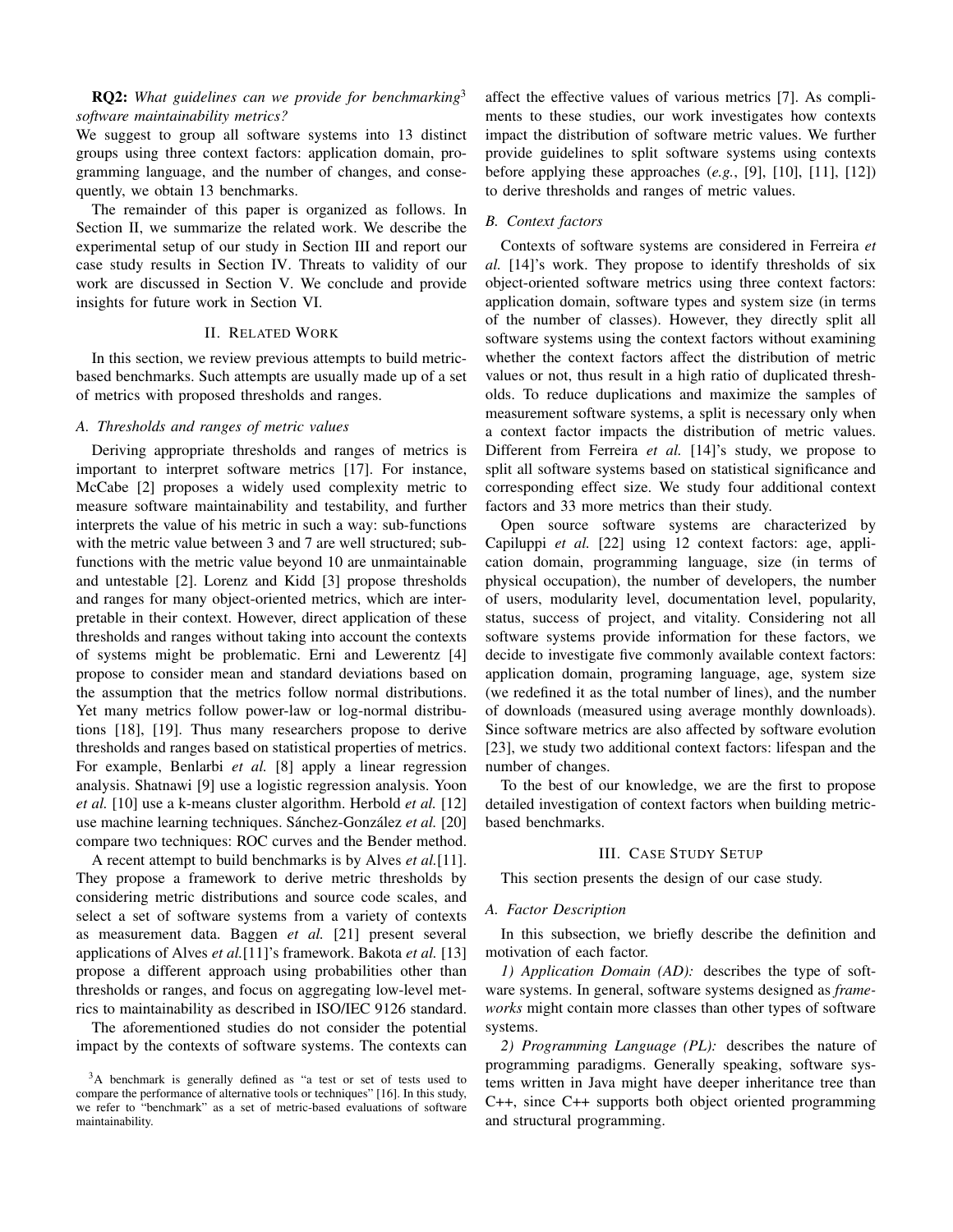**RQ2:** *What guidelines can we provide for benchmarking*[3] *software maintainability metrics?*

We suggest to group all software systems into 13 distinct groups using three context factors: application domain, programming language, and the number of changes, and consequently, we obtain 13 benchmarks.

The remainder of this paper is organized as follows. In Section II, we summarize the related work. We describe the experimental setup of our study in Section III and report our case study results in Section IV. Threats to validity of our work are discussed in Section V. We conclude and provide insights for future work in Section VI.

## II. Related Work

In this section, we review previous attempts to build metric-based benchmarks. Such attempts are usually made up of a set of metrics with proposed thresholds and ranges.

### A. Thresholds and ranges of metric values

Deriving appropriate thresholds and ranges of metrics is important to interpret software metrics [17]. For instance, McCabe [2] proposes a widely used complexity metric to measure software maintainability and testability, and further interprets the value of his metric in such a way: sub-functions with the metric value between 3 and 7 are well structured; sub-functions with the metric value beyond 10 are unmaintainable and untestable [2]. Lorenz and Kidd [3] propose thresholds and ranges for many object-oriented metrics, which are interpretable in their context. However, direct application of these thresholds and ranges without taking into account the contexts of systems might be problematic. Erni and Lewerentz [4] propose to consider mean and standard deviations based on the assumption that the metrics follow normal distributions. Yet many metrics follow power-law or log-normal distributions [18], [19]. Thus many researchers propose to derive thresholds and ranges based on statistical properties of metrics. For example, Benlarbi *et al.* [8] apply a linear regression analysis. Shatnawi [9] use a logistic regression analysis. Yoon *et al.* [10] use a k-means cluster algorithm. Herbold *et al.* [12] use machine learning techniques. Sánchez-González *et al.* [20] compare two techniques: ROC curves and the Bender method.

A recent attempt to build benchmarks is by Alves *et al.*[11]. They propose a framework to derive metric thresholds by considering metric distributions and source code scales, and select a set of software systems from a variety of contexts as measurement data. Baggen *et al.* [21] present several applications of Alves *et al.*[11]'s framework. Bakota *et al.* [13] propose a different approach using probabilities other than thresholds or ranges, and focus on aggregating low-level metrics to maintainability as described in ISO/IEC 9126 standard.

The aforementioned studies do not consider the potential impact by the contexts of software systems. The contexts can affect the effective values of various metrics [7]. As compliments to these studies, our work investigates how contexts impact the distribution of software metric values. We further provide guidelines to split software systems using contexts before applying these approaches (*e.g.*, [9], [10], [11], [12]) to derive thresholds and ranges of metric values.

### B. Context factors

Contexts of software systems are considered in Ferreira *et al.* [14]'s work. They propose to identify thresholds of six object-oriented software metrics using three context factors: application domain, software types and system size (in terms of the number of classes). However, they directly split all software systems using the context factors without examining whether the context factors affect the distribution of metric values or not, thus result in a high ratio of duplicated thresholds. To reduce duplications and maximize the samples of measurement software systems, a split is necessary only when a context factor impacts the distribution of metric values. Different from Ferreira *et al.* [14]'s study, we propose to split all software systems based on statistical significance and corresponding effect size. We study four additional context factors and 33 more metrics than their study.

Open source software systems are characterized by Capiluppi *et al.* [22] using 12 context factors: age, application domain, programming language, size (in terms of physical occupation), the number of developers, the number of users, modularity level, documentation level, popularity, status, success of project, and vitality. Considering not all software systems provide information for these factors, we decide to investigate five commonly available context factors: application domain, programing language, age, system size (we redefined it as the total number of lines), and the number of downloads (measured using average monthly downloads). Since software metrics are also affected by software evolution [23], we study two additional context factors: lifespan and the number of changes.

To the best of our knowledge, we are the first to propose detailed investigation of context factors when building metric-based benchmarks.

## III. Case Study Setup

This section presents the design of our case study.

### A. Factor Description

In this subsection, we briefly describe the definition and motivation of each factor.

*1) Application Domain (AD):* describes the type of software systems. In general, software systems designed as *frameworks* might contain more classes than other types of software systems.

*2) Programming Language (PL):* describes the nature of programming paradigms. Generally speaking, software systems written in Java might have deeper inheritance tree than C++, since C++ supports both object oriented programming and structural programming.

[3] A benchmark is generally defined as "a test or set of tests used to compare the performance of alternative tools or techniques" [16]. In this study, we refer to "benchmark" as a set of metric-based evaluations of software maintainability.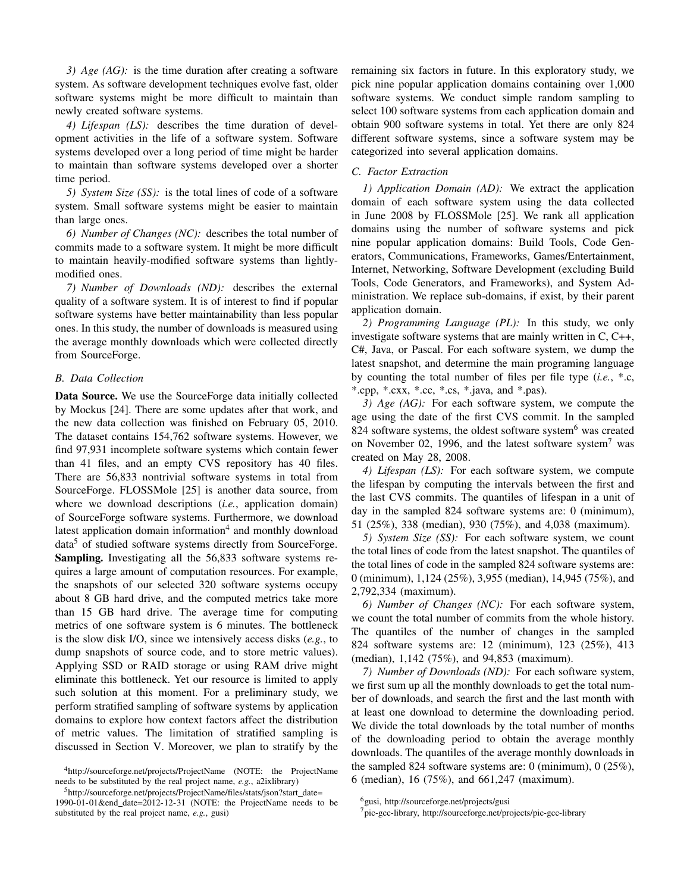*3) Age (AG):* is the time duration after creating a software system. As software development techniques evolve fast, older software systems might be more difficult to maintain than newly created software systems.

*4) Lifespan (LS):* describes the time duration of development activities in the life of a software system. Software systems developed over a long period of time might be harder to maintain than software systems developed over a shorter time period.

*5) System Size (SS):* is the total lines of code of a software system. Small software systems might be easier to maintain than large ones.

*6) Number of Changes (NC):* describes the total number of commits made to a software system. It might be more difficult to maintain heavily-modified software systems than lightly-modified ones.

*7) Number of Downloads (ND):* describes the external quality of a software system. It is of interest to find if popular software systems have better maintainability than less popular ones. In this study, the number of downloads is measured using the average monthly downloads which were collected directly from SourceForge.

### B. Data Collection

**Data Source.** We use the SourceForge data initially collected by Mockus [24]. There are some updates after that work, and the new data collection was finished on February 05, 2010. The dataset contains 154,762 software systems. However, we find 97,931 incomplete software systems which contain fewer than 41 files, and an empty CVS repository has 40 files. There are 56,833 nontrivial software systems in total from SourceForge. FLOSSMole [25] is another data source, from where we download descriptions (*i.e.*, application domain) of SourceForge software systems. Furthermore, we download latest application domain information[4] and monthly download data[5] of studied software systems directly from SourceForge.

**Sampling.** Investigating all the 56,833 software systems requires a large amount of computation resources. For example, the snapshots of our selected 320 software systems occupy about 8 GB hard drive, and the computed metrics take more than 15 GB hard drive. The average time for computing metrics of one software system is 6 minutes. The bottleneck is the slow disk I/O, since we intensively access disks (*e.g.*, to dump snapshots of source code, and to store metric values). Applying SSD or RAID storage or using RAM drive might eliminate this bottleneck. Yet our resource is limited to apply such solution at this moment. For a preliminary study, we perform stratified sampling of software systems by application domains to explore how context factors affect the distribution of metric values. The limitation of stratified sampling is discussed in Section V. Moreover, we plan to stratify by the remaining six factors in future. In this exploratory study, we pick nine popular application domains containing over 1,000 software systems. We conduct simple random sampling to select 100 software systems from each application domain and obtain 900 software systems in total. Yet there are only 824 different software systems, since a software system may be categorized into several application domains.

### C. Factor Extraction

*1) Application Domain (AD):* We extract the application domain of each software system using the data collected in June 2008 by FLOSSMole [25]. We rank all application domains using the number of software systems and pick nine popular application domains: Build Tools, Code Generators, Communications, Frameworks, Games/Entertainment, Internet, Networking, Software Development (excluding Build Tools, Code Generators, and Frameworks), and System Administration. We replace sub-domains, if exist, by their parent application domain.

*2) Programming Language (PL):* In this study, we only investigate software systems that are mainly written in C, C++, C#, Java, or Pascal. For each software system, we dump the latest snapshot, and determine the main programing language by counting the total number of files per file type (*i.e.*, *.c, *.cpp, *.cxx, *.cc, *.cs, *.java, and *.pas).

*3) Age (AG):* For each software system, we compute the age using the date of the first CVS commit. In the sampled 824 software systems, the oldest software system[6] was created on November 02, 1996, and the latest software system[7] was created on May 28, 2008.

*4) Lifespan (LS):* For each software system, we compute the lifespan by computing the intervals between the first and the last CVS commits. The quantiles of lifespan in a unit of day in the sampled 824 software systems are: 0 (minimum), 51 (25%), 338 (median), 930 (75%), and 4,038 (maximum).

*5) System Size (SS):* For each software system, we count the total lines of code from the latest snapshot. The quantiles of the total lines of code in the sampled 824 software systems are: 0 (minimum), 1,124 (25%), 3,955 (median), 14,945 (75%), and 2,792,334 (maximum).

*6) Number of Changes (NC):* For each software system, we count the total number of commits from the whole history. The quantiles of the number of changes in the sampled 824 software systems are: 12 (minimum), 123 (25%), 413 (median), 1,142 (75%), and 94,853 (maximum).

*7) Number of Downloads (ND):* For each software system, we first sum up all the monthly downloads to get the total number of downloads, and search the first and the last month with at least one download to determine the downloading period. We divide the total downloads by the total number of months of the downloading period to obtain the average monthly downloads. The quantiles of the average monthly downloads in the sampled 824 software systems are: 0 (minimum), 0 (25%), 6 (median), 16 (75%), and 661,247 (maximum).

---

[4] http://sourceforge.net/projects/ProjectName (NOTE: the ProjectName needs to be substituted by the real project name, *e.g.*, a2ixlibrary)

[5] http://sourceforge.net/projects/ProjectName/files/stats/json?start_date=1990-01-01&end_date=2012-12-31 (NOTE: the ProjectName needs to be substituted by the real project name, *e.g.*, gusi)

[6] gusi, http://sourceforge.net/projects/gusi

[7] pic-gcc-library, http://sourceforge.net/projects/pic-gcc-library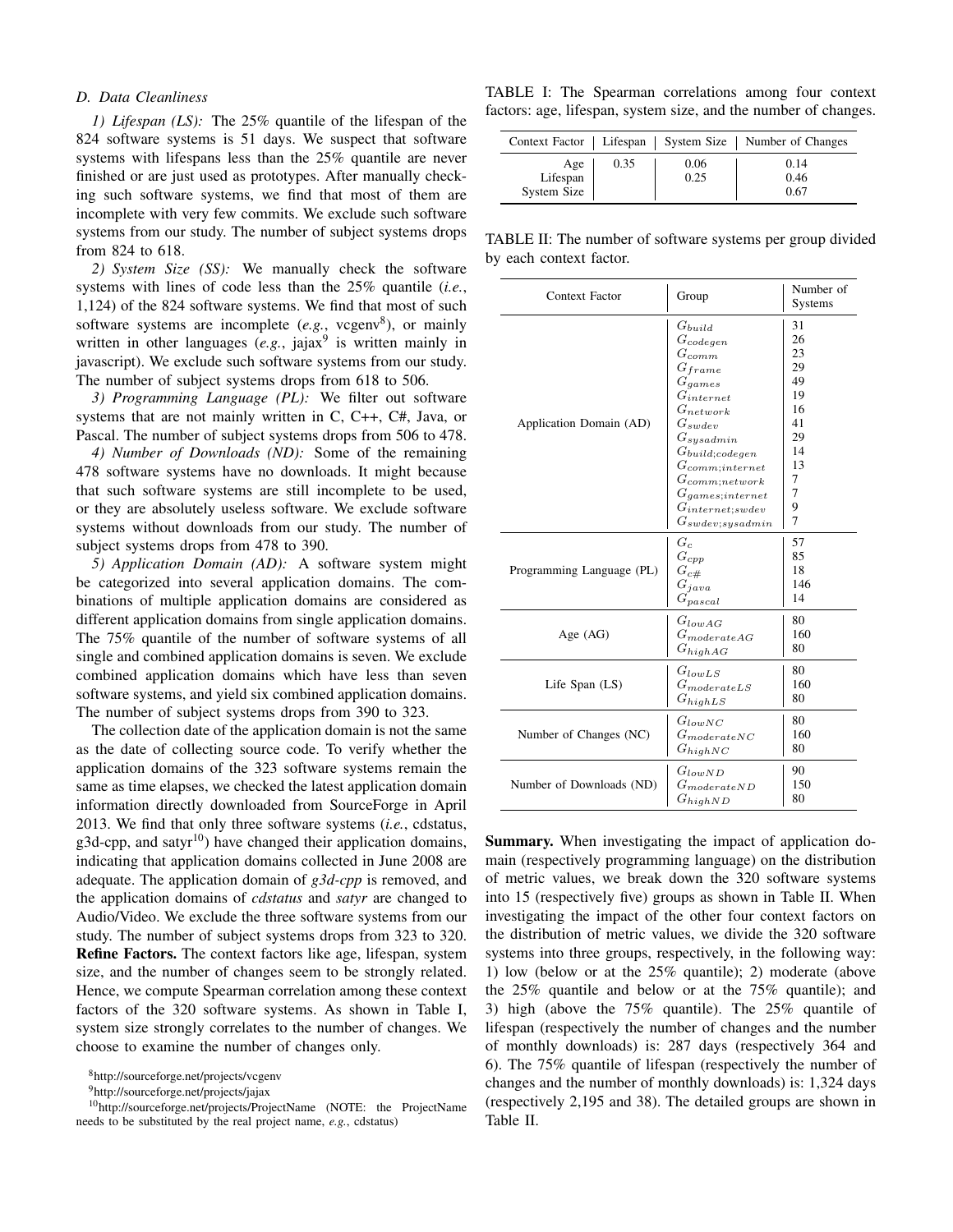### D. Data Cleanliness

*1) Lifespan (LS):* The 25% quantile of the lifespan of the 824 software systems is 51 days. We suspect that software systems with lifespans less than the 25% quantile are never finished or are just used as prototypes. After manually checking such software systems, we find that most of them are incomplete with very few commits. We exclude such software systems from our study. The number of subject systems drops from 824 to 618.

*2) System Size (SS):* We manually check the software systems with lines of code less than the 25% quantile (*i.e.*, 1,124) of the 824 software systems. We find that most of such software systems are incomplete (*e.g.*, vcgenv[8]), or mainly written in other languages (*e.g.*, jajax[9] is written mainly in javascript). We exclude such software systems from our study. The number of subject systems drops from 618 to 506.

*3) Programming Language (PL):* We filter out software systems that are not mainly written in C, C++, C#, Java, or Pascal. The number of subject systems drops from 506 to 478.

*4) Number of Downloads (ND):* Some of the remaining 478 software systems have no downloads. It might because that such software systems are still incomplete to be used, or they are absolutely useless software. We exclude software systems without downloads from our study. The number of subject systems drops from 478 to 390.

*5) Application Domain (AD):* A software system might be categorized into several application domains. The combinations of multiple application domains are considered as different application domains from single application domains. The 75% quantile of the number of software systems of all single and combined application domains is seven. We exclude combined application domains which have less than seven software systems, and yield six combined application domains. The number of subject systems drops from 390 to 323.

The collection date of the application domain is not the same as the date of collecting source code. To verify whether the application domains of the 323 software systems remain the same as time elapses, we checked the latest application domain information directly downloaded from SourceForge in April 2013. We find that only three software systems (*i.e.*, cdstatus, g3d-cpp, and satyr[10]) have changed their application domains, indicating that application domains collected in June 2008 are adequate. The application domain of *g3d-cpp* is removed, and the application domains of *cdstatus* and *satyr* are changed to Audio/Video. We exclude the three software systems from our study. The number of subject systems drops from 323 to 320.

**Refine Factors.** The context factors like age, lifespan, system size, and the number of changes seem to be strongly related. Hence, we compute Spearman correlation among these context factors of the 320 software systems. As shown in Table I, system size strongly correlates to the number of changes. We choose to examine the number of changes only.

[8]http://sourceforge.net/projects/vcgenv

[9]http://sourceforge.net/projects/jajax

[10]http://sourceforge.net/projects/ProjectName (NOTE: the ProjectName needs to be substituted by the real project name, *e.g.*, cdstatus)

TABLE I: The Spearman correlations among four context factors: age, lifespan, system size, and the number of changes.

| Context Factor | Lifespan | System Size | Number of Changes |
|---|---|---|---|
| Age | 0.35 | 0.06 | 0.14 |
| Lifespan | | 0.25 | 0.46 |
| System Size | | | 0.67 |

TABLE II: The number of software systems per group divided by each context factor.

| Context Factor | Group | Number of Systems |
|---|---|---|
| Application Domain (AD) | $G_{build}$ | 31 |
| | $G_{codegen}$ | 26 |
| | $G_{comm}$ | 23 |
| | $G_{frame}$ | 29 |
| | $G_{games}$ | 49 |
| | $G_{internet}$ | 19 |
| | $G_{network}$ | 16 |
| | $G_{swdev}$ | 41 |
| | $G_{sysadmin}$ | 29 |
| | $G_{build;codegen}$ | 14 |
| | $G_{comm;internet}$ | 13 |
| | $G_{comm;network}$ | 7 |
| | $G_{games;internet}$ | 7 |
| | $G_{internet;swdev}$ | 9 |
| | $G_{swdev;sysadmin}$ | 7 |
| Programming Language (PL) | $G_{c}$ | 57 |
| | $G_{cpp}$ | 85 |
| | $G_{c\#}$ | 18 |
| | $G_{java}$ | 146 |
| | $G_{pascal}$ | 14 |
| Age (AG) | $G_{lowAG}$ | 80 |
| | $G_{moderateAG}$ | 160 |
| | $G_{highAG}$ | 80 |
| Life Span (LS) | $G_{lowLS}$ | 80 |
| | $G_{moderateLS}$ | 160 |
| | $G_{highLS}$ | 80 |
| Number of Changes (NC) | $G_{lowNC}$ | 80 |
| | $G_{moderateNC}$ | 160 |
| | $G_{highNC}$ | 80 |
| Number of Downloads (ND) | $G_{lowND}$ | 90 |
| | $G_{moderateND}$ | 150 |
| | $G_{highND}$ | 80 |

**Summary.** When investigating the impact of application domain (respectively programming language) on the distribution of metric values, we break down the 320 software systems into 15 (respectively five) groups as shown in Table II. When investigating the impact of the other four context factors on the distribution of metric values, we divide the 320 software systems into three groups, respectively, in the following way: 1) low (below or at the 25% quantile); 2) moderate (above the 25% quantile and below or at the 75% quantile); and 3) high (above the 75% quantile). The 25% quantile of lifespan (respectively the number of changes and the number of monthly downloads) is: 287 days (respectively 364 and 6). The 75% quantile of lifespan (respectively the number of changes and the number of monthly downloads) is: 1,324 days (respectively 2,195 and 38). The detailed groups are shown in Table II.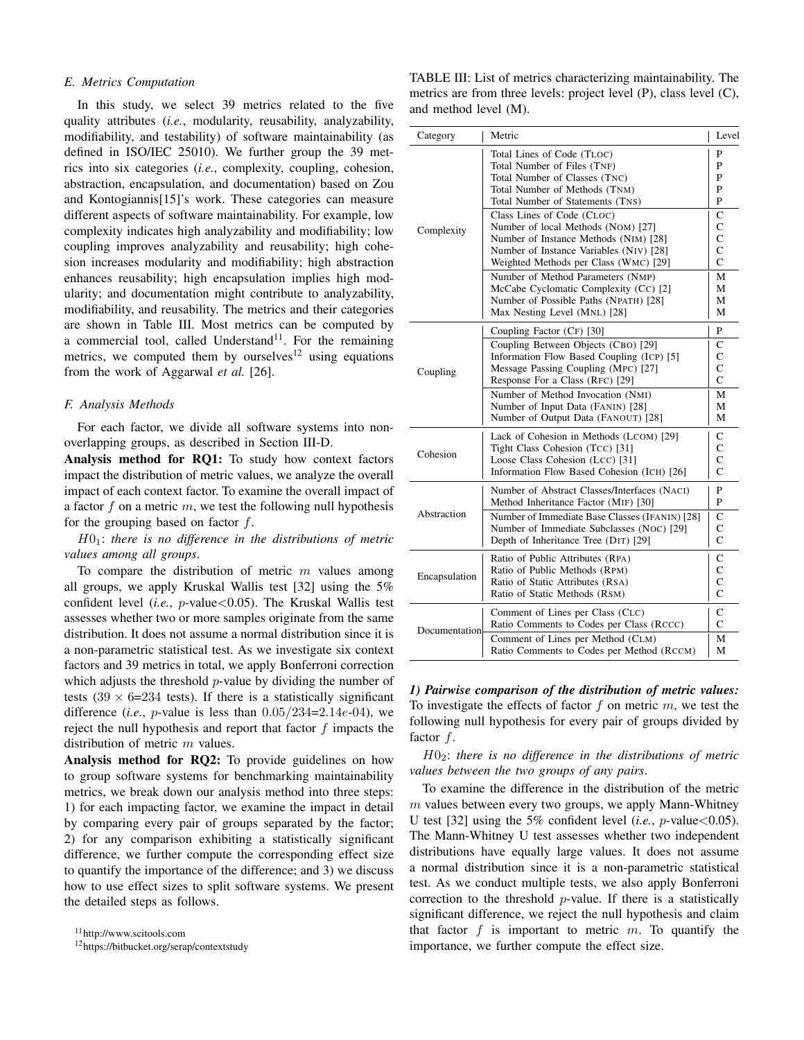### E. Metrics Computation

In this study, we select 39 metrics related to the five quality attributes (*i.e.*, modularity, reusability, analyzability, modifiability, and testability) of software maintainability (as defined in ISO/IEC 25010). We further group the 39 metrics into six categories (*i.e.*, complexity, coupling, cohesion, abstraction, encapsulation, and documentation) based on Zou and Kontogiannis[15]'s work. These categories can measure different aspects of software maintainability. For example, low complexity indicates high analyzability and modifiability; low coupling improves analyzability and reusability; high cohesion increases modularity and modifiability; high abstraction enhances reusability; high encapsulation implies high modularity; and documentation might contribute to analyzability, modifiability, and reusability. The metrics and their categories are shown in Table III. Most metrics can be computed by a commercial tool, called Understand[11]. For the remaining metrics, we computed them by ourselves[12] using equations from the work of Aggarwal *et al.* [26].

### F. Analysis Methods

For each factor, we divide all software systems into non-overlapping groups, as described in Section III-D.

**Analysis method for RQ1:** To study how context factors impact the distribution of metric values, we analyze the overall impact of each context factor. To examine the overall impact of a factor $f$ on a metric $m$, we test the following null hypothesis for the grouping based on factor $f$.

$H0_1$: *there is no difference in the distributions of metric values among all groups.*

To compare the distribution of metric $m$ values among all groups, we apply Kruskal Wallis test [32] using the 5% confident level (*i.e.*, $p$-value<0.05). The Kruskal Wallis test assesses whether two or more samples originate from the same distribution. It does not assume a normal distribution since it is a non-parametric statistical test. As we investigate six context factors and 39 metrics in total, we apply Bonferroni correction which adjusts the threshold $p$-value by dividing the number of tests ($39 \times 6$=234 tests). If there is a statistically significant difference (*i.e.*, $p$-value is less than $0.05/234$=$2.14e$-04), we reject the null hypothesis and report that factor $f$ impacts the distribution of metric $m$ values.

**Analysis method for RQ2:** To provide guidelines on how to group software systems for benchmarking maintainability metrics, we break down our analysis method into three steps: 1) for each impacting factor, we examine the impact in detail by comparing every pair of groups separated by the factor; 2) for any comparison exhibiting a statistically significant difference, we further compute the corresponding effect size to quantify the importance of the difference; and 3) we discuss how to use effect sizes to split software systems. We present the detailed steps as follows.

[11] http://www.scitools.com

[12] https://bitbucket.org/serap/contextstudy

TABLE III: List of metrics characterizing maintainability. The metrics are from three levels: project level (P), class level (C), and method level (M).

| Category | Metric | Level |
|---|---|---|
| Complexity | Total Lines of Code (TLOC) | P |
| | Total Number of Files (TNF) | P |
| | Total Number of Classes (TNC) | P |
| | Total Number of Methods (TNM) | P |
| | Total Number of Statements (TNS) | P |
| | Class Lines of Code (CLOC) | C |
| | Number of local Methods (NOM) [27] | C |
| | Number of Instance Methods (NIM) [28] | C |
| | Number of Instance Variables (NIV) [28] | C |
| | Weighted Methods per Class (WMC) [29] | C |
| | Number of Method Parameters (NMP) | M |
| | McCabe Cyclomatic Complexity (CC) [2] | M |
| | Number of Possible Paths (NPATH) [28] | M |
| | Max Nesting Level (MNL) [28] | M |
| Coupling | Coupling Factor (CF) [30] | P |
| | Coupling Between Objects (CBO) [29] | C |
| | Information Flow Based Coupling (ICP) [5] | C |
| | Message Passing Coupling (MPC) [27] | C |
| | Response For a Class (RFC) [29] | C |
| | Number of Method Invocation (NMI) | M |
| | Number of Input Data (FANIN) [28] | M |
| | Number of Output Data (FANOUT) [28] | M |
| Cohesion | Lack of Cohesion in Methods (LCOM) [29] | C |
| | Tight Class Cohesion (TCC) [31] | C |
| | Loose Class Cohesion (LCC) [31] | C |
| | Information Flow Based Cohesion (ICH) [26] | C |
| Abstraction | Number of Abstract Classes/Interfaces (NACI) | P |
| | Method Inheritance Factor (MIF) [30] | P |
| | Number of Immediate Base Classes (IFANIN) [28] | C |
| | Number of Immediate Subclasses (NOC) [29] | C |
| | Depth of Inheritance Tree (DIT) [29] | C |
| Encapsulation | Ratio of Public Attributes (RPA) | C |
| | Ratio of Public Methods (RPM) | C |
| | Ratio of Static Attributes (RSA) | C |
| | Ratio of Static Methods (RSM) | C |
| Documentation | Comment of Lines per Class (CLC) | C |
| | Ratio Comments to Codes per Class (RCCC) | C |
| | Comment of Lines per Method (CLM) | M |
| | Ratio Comments to Codes per Method (RCCM) | M |

***1) Pairwise comparison of the distribution of metric values:*** To investigate the effects of factor $f$ on metric $m$, we test the following null hypothesis for every pair of groups divided by factor $f$.

$H0_2$: *there is no difference in the distributions of metric values between the two groups of any pairs.*

To examine the difference in the distribution of the metric $m$ values between every two groups, we apply Mann-Whitney U test [32] using the 5% confident level (*i.e.*, $p$-value<0.05). The Mann-Whitney U test assesses whether two independent distributions have equally large values. It does not assume a normal distribution since it is a non-parametric statistical test. As we conduct multiple tests, we also apply Bonferroni correction to the threshold $p$-value. If there is a statistically significant difference, we reject the null hypothesis and claim that factor $f$ is important to metric $m$. To quantify the importance, we further compute the effect size.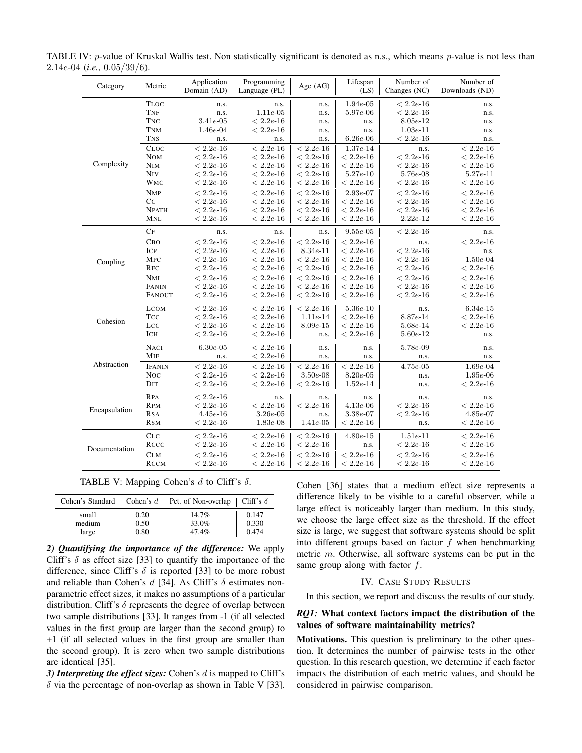TABLE IV: $p$-value of Kruskal Wallis test. Non statistically significant is denoted as n.s., which means $p$-value is not less than $2.14e\text{-}04$ (*i.e.*, $0.05/39/6$).

| Category | Metric | Application Domain (AD) | Programming Language (PL) | Age (AG) | Lifespan (LS) | Number of Changes (NC) | Number of Downloads (ND) |
|---|---|---|---|---|---|---|---|
| Complexity | TLOC | n.s. | n.s. | n.s. | 1.94e-05 | < 2.2e-16 | n.s. |
| | TNF | n.s. | 1.11e-05 | n.s. | 5.97e-06 | < 2.2e-16 | n.s. |
| | TNC | 3.41e-05 | < 2.2e-16 | n.s. | n.s. | 8.05e-12 | n.s. |
| | TNM | 1.46e-04 | < 2.2e-16 | n.s. | n.s. | 1.03e-11 | n.s. |
| | TNS | n.s. | n.s. | n.s. | 6.26e-06 | < 2.2e-16 | n.s. |
| | CLOC | < 2.2e-16 | < 2.2e-16 | < 2.2e-16 | 1.37e-14 | n.s. | < 2.2e-16 |
| | NOM | < 2.2e-16 | < 2.2e-16 | < 2.2e-16 | < 2.2e-16 | < 2.2e-16 | < 2.2e-16 |
| | NIM | < 2.2e-16 | < 2.2e-16 | < 2.2e-16 | < 2.2e-16 | < 2.2e-16 | < 2.2e-16 |
| | NIV | < 2.2e-16 | < 2.2e-16 | < 2.2e-16 | 5.27e-10 | 5.76e-08 | 5.27e-11 |
| | WMC | < 2.2e-16 | < 2.2e-16 | < 2.2e-16 | < 2.2e-16 | < 2.2e-16 | < 2.2e-16 |
| | NMP | < 2.2e-16 | < 2.2e-16 | < 2.2e-16 | 2.93e-07 | < 2.2e-16 | < 2.2e-16 |
| | CC | < 2.2e-16 | < 2.2e-16 | < 2.2e-16 | < 2.2e-16 | < 2.2e-16 | < 2.2e-16 |
| | NPATH | < 2.2e-16 | < 2.2e-16 | < 2.2e-16 | < 2.2e-16 | < 2.2e-16 | < 2.2e-16 |
| | MNL | < 2.2e-16 | < 2.2e-16 | < 2.2e-16 | < 2.2e-16 | 2.22e-12 | < 2.2e-16 |
| Coupling | CF | n.s. | n.s. | n.s. | 9.55e-05 | < 2.2e-16 | n.s. |
| | CBO | < 2.2e-16 | < 2.2e-16 | < 2.2e-16 | < 2.2e-16 | n.s. | < 2.2e-16 |
| | ICP | < 2.2e-16 | < 2.2e-16 | 8.34e-11 | < 2.2e-16 | < 2.2e-16 | n.s. |
| | MPC | < 2.2e-16 | < 2.2e-16 | < 2.2e-16 | < 2.2e-16 | < 2.2e-16 | 1.50e-04 |
| | RFC | < 2.2e-16 | < 2.2e-16 | < 2.2e-16 | < 2.2e-16 | < 2.2e-16 | < 2.2e-16 |
| | NMI | < 2.2e-16 | < 2.2e-16 | < 2.2e-16 | < 2.2e-16 | < 2.2e-16 | < 2.2e-16 |
| | FANIN | < 2.2e-16 | < 2.2e-16 | < 2.2e-16 | < 2.2e-16 | < 2.2e-16 | < 2.2e-16 |
| | FANOUT | < 2.2e-16 | < 2.2e-16 | < 2.2e-16 | < 2.2e-16 | < 2.2e-16 | < 2.2e-16 |
| Cohesion | LCOM | < 2.2e-16 | < 2.2e-16 | < 2.2e-16 | 5.36e-10 | n.s. | 6.34e-15 |
| | TCC | < 2.2e-16 | < 2.2e-16 | 1.11e-14 | < 2.2e-16 | 8.87e-14 | < 2.2e-16 |
| | LCC | < 2.2e-16 | < 2.2e-16 | 8.09e-15 | < 2.2e-16 | 5.68e-14 | < 2.2e-16 |
| | ICH | < 2.2e-16 | < 2.2e-16 | n.s. | < 2.2e-16 | 5.60e-12 | n.s. |
| Abstraction | NACI | 6.30e-05 | < 2.2e-16 | n.s. | n.s. | 5.78e-09 | n.s. |
| | MIF | n.s. | < 2.2e-16 | n.s. | n.s. | n.s. | n.s. |
| | IFANIN | < 2.2e-16 | < 2.2e-16 | < 2.2e-16 | < 2.2e-16 | 4.75e-05 | 1.69e-04 |
| | NOC | < 2.2e-16 | < 2.2e-16 | 3.50e-08 | 8.20e-05 | n.s. | 1.95e-06 |
| | DIT | < 2.2e-16 | < 2.2e-16 | < 2.2e-16 | 1.52e-14 | n.s. | < 2.2e-16 |
| Encapsulation | RPA | < 2.2e-16 | n.s. | n.s. | n.s. | n.s. | n.s. |
| | RPM | < 2.2e-16 | < 2.2e-16 | < 2.2e-16 | 4.13e-06 | < 2.2e-16 | < 2.2e-16 |
| | RSA | 4.45e-16 | 3.26e-05 | n.s. | 3.38e-07 | < 2.2e-16 | 4.85e-07 |
| | RSM | < 2.2e-16 | 1.83e-08 | 1.41e-05 | < 2.2e-16 | n.s. | < 2.2e-16 |
| Documentation | CLC | < 2.2e-16 | < 2.2e-16 | < 2.2e-16 | 4.80e-15 | 1.51e-11 | < 2.2e-16 |
| | RCCC | < 2.2e-16 | < 2.2e-16 | < 2.2e-16 | n.s. | < 2.2e-16 | < 2.2e-16 |
| | CLM | < 2.2e-16 | < 2.2e-16 | < 2.2e-16 | < 2.2e-16 | < 2.2e-16 | < 2.2e-16 |
| | RCCM | < 2.2e-16 | < 2.2e-16 | < 2.2e-16 | < 2.2e-16 | < 2.2e-16 | < 2.2e-16 |

TABLE V: Mapping Cohen's $d$ to Cliff's $\delta$.

| Cohen's Standard | Cohen's $d$ | Pct. of Non-overlap | Cliff's $\delta$ |
|---|---|---|---|
| small | 0.20 | 14.7% | 0.147 |
| medium | 0.50 | 33.0% | 0.330 |
| large | 0.80 | 47.4% | 0.474 |

***2) Quantifying the importance of the difference:*** We apply Cliff's $\delta$ as effect size [33] to quantify the importance of the difference, since Cliff's $\delta$ is reported [33] to be more robust and reliable than Cohen's $d$ [34]. As Cliff's $\delta$ estimates non-parametric effect sizes, it makes no assumptions of a particular distribution. Cliff's $\delta$ represents the degree of overlap between two sample distributions [33]. It ranges from -1 (if all selected values in the first group are larger than the second group) to +1 (if all selected values in the first group are smaller than the second group). It is zero when two sample distributions are identical [35].

***3) Interpreting the effect sizes:*** Cohen's $d$ is mapped to Cliff's $\delta$ via the percentage of non-overlap as shown in Table V [33]. Cohen [36] states that a medium effect size represents a difference likely to be visible to a careful observer, while a large effect is noticeably larger than medium. In this study, we choose the large effect size as the threshold. If the effect size is large, we suggest that software systems should be split into different groups based on factor $f$ when benchmarking metric $m$. Otherwise, all software systems can be put in the same group along with factor $f$.

## IV. Case Study Results

In this section, we report and discuss the results of our study.

### *RQ1:* What context factors impact the distribution of the values of software maintainability metrics?

**Motivations.** This question is preliminary to the other question. It determines the number of pairwise tests in the other question. In this research question, we determine if each factor impacts the distribution of each metric values, and should be considered in pairwise comparison.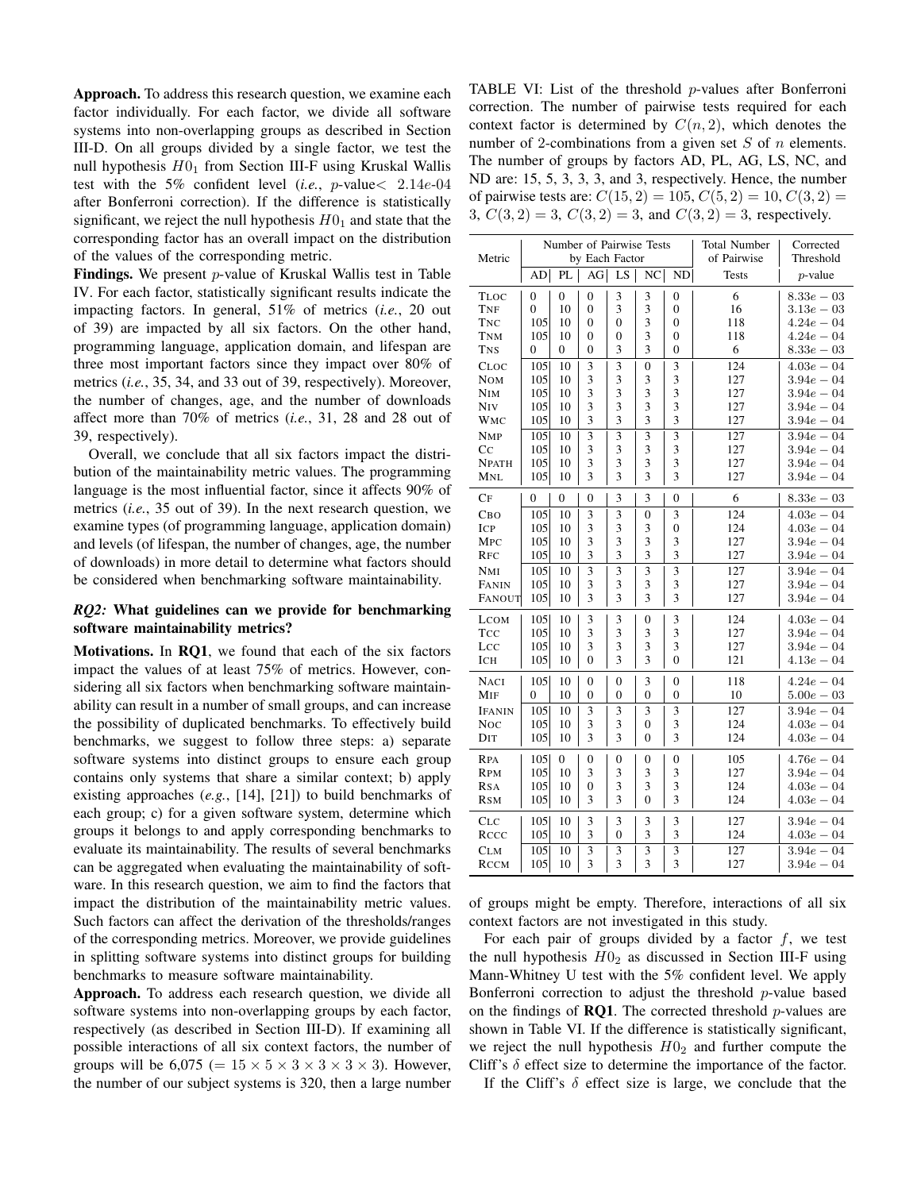**Approach.** To address this research question, we examine each factor individually. For each factor, we divide all software systems into non-overlapping groups as described in Section III-D. On all groups divided by a single factor, we test the null hypothesis $H0_1$ from Section III-F using Kruskal Wallis test with the 5% confident level (*i.e.*, $p$-value$< 2.14e\text{-}04$ after Bonferroni correction). If the difference is statistically significant, we reject the null hypothesis $H0_1$ and state that the corresponding factor has an overall impact on the distribution of the values of the corresponding metric.

**Findings.** We present $p$-value of Kruskal Wallis test in Table IV. For each factor, statistically significant results indicate the impacting factors. In general, 51% of metrics (*i.e.*, 20 out of 39) are impacted by all six factors. On the other hand, programming language, application domain, and lifespan are three most important factors since they impact over 80% of metrics (*i.e.*, 35, 34, and 33 out of 39, respectively). Moreover, the number of changes, age, and the number of downloads affect more than 70% of metrics (*i.e.*, 31, 28 and 28 out of 39, respectively).

Overall, we conclude that all six factors impact the distribution of the maintainability metric values. The programming language is the most influential factor, since it affects 90% of metrics (*i.e.*, 35 out of 39). In the next research question, we examine types (of programming language, application domain) and levels (of lifespan, the number of changes, age, the number of downloads) in more detail to determine what factors should be considered when benchmarking software maintainability.

### *RQ2:* What guidelines can we provide for benchmarking software maintainability metrics?

**Motivations.** In **RQ1**, we found that each of the six factors impact the values of at least 75% of metrics. However, considering all six factors when benchmarking software maintainability can result in a number of small groups, and can increase the possibility of duplicated benchmarks. To effectively build benchmarks, we suggest to follow three steps: a) separate software systems into distinct groups to ensure each group contains only systems that share a similar context; b) apply existing approaches (*e.g.*, [14], [21]) to build benchmarks of each group; c) for a given software system, determine which groups it belongs to and apply corresponding benchmarks to evaluate its maintainability. The results of several benchmarks can be aggregated when evaluating the maintainability of software. In this research question, we aim to find the factors that impact the distribution of the maintainability metric values. Such factors can affect the derivation of the thresholds/ranges of the corresponding metrics. Moreover, we provide guidelines in splitting software systems into distinct groups for building benchmarks to measure software maintainability.

**Approach.** To address each research question, we divide all software systems into non-overlapping groups by each factor, respectively (as described in Section III-D). If examining all possible interactions of all six context factors, the number of groups will be 6,075 ($= 15 \times 5 \times 3 \times 3 \times 3 \times 3$). However, the number of our subject systems is 320, then a large number of groups might be empty. Therefore, interactions of all six context factors are not investigated in this study.

For each pair of groups divided by a factor $f$, we test the null hypothesis $H0_2$ as discussed in Section III-F using Mann-Whitney U test with the 5% confident level. We apply Bonferroni correction to adjust the threshold $p$-value based on the findings of **RQ1**. The corrected threshold $p$-values are shown in Table VI. If the difference is statistically significant, we reject the null hypothesis $H0_2$ and further compute the Cliff's $\delta$ effect size to determine the importance of the factor.

If the Cliff's $\delta$ effect size is large, we conclude that the

TABLE VI: List of the threshold $p$-values after Bonferroni correction. The number of pairwise tests required for each context factor is determined by $C(n, 2)$, which denotes the number of 2-combinations from a given set $S$ of $n$ elements. The number of groups by factors AD, PL, AG, LS, NC, and ND are: 15, 5, 3, 3, 3, and 3, respectively. Hence, the number of pairwise tests are: $C(15, 2) = 105$, $C(5, 2) = 10$, $C(3, 2) = 3$, $C(3, 2) = 3$, $C(3, 2) = 3$, and $C(3, 2) = 3$, respectively.

| Metric | Number of Pairwise Tests by Each Factor | | | | | | Total Number of Pairwise | Corrected Threshold |
|---|---|---|---|---|---|---|---|---|
| | AD | PL | AG | LS | NC | ND | Tests | $p$-value |
| TLOC | 0 | 0 | 0 | 3 | 3 | 0 | 6 | $8.33e-03$ |
| TNF | 0 | 10 | 0 | 3 | 3 | 0 | 16 | $3.13e-03$ |
| TNC | 105 | 10 | 0 | 0 | 3 | 0 | 118 | $4.24e-04$ |
| TNM | 105 | 10 | 0 | 0 | 3 | 0 | 118 | $4.24e-04$ |
| TNS | 0 | 0 | 0 | 3 | 3 | 0 | 6 | $8.33e-03$ |
| CLOC | 105 | 10 | 3 | 3 | 0 | 3 | 124 | $4.03e-04$ |
| NOM | 105 | 10 | 3 | 3 | 3 | 3 | 127 | $3.94e-04$ |
| NIM | 105 | 10 | 3 | 3 | 3 | 3 | 127 | $3.94e-04$ |
| NIV | 105 | 10 | 3 | 3 | 3 | 3 | 127 | $3.94e-04$ |
| WMC | 105 | 10 | 3 | 3 | 3 | 3 | 127 | $3.94e-04$ |
| NMP | 105 | 10 | 3 | 3 | 3 | 3 | 127 | $3.94e-04$ |
| CC | 105 | 10 | 3 | 3 | 3 | 3 | 127 | $3.94e-04$ |
| NPATH | 105 | 10 | 3 | 3 | 3 | 3 | 127 | $3.94e-04$ |
| MNL | 105 | 10 | 3 | 3 | 3 | 3 | 127 | $3.94e-04$ |
| CF | 0 | 0 | 0 | 3 | 3 | 0 | 6 | $8.33e-03$ |
| CBO | 105 | 10 | 3 | 3 | 0 | 3 | 124 | $4.03e-04$ |
| ICP | 105 | 10 | 3 | 3 | 3 | 0 | 124 | $4.03e-04$ |
| MPC | 105 | 10 | 3 | 3 | 3 | 3 | 127 | $3.94e-04$ |
| RFC | 105 | 10 | 3 | 3 | 3 | 3 | 127 | $3.94e-04$ |
| NMI | 105 | 10 | 3 | 3 | 3 | 3 | 127 | $3.94e-04$ |
| FANIN | 105 | 10 | 3 | 3 | 3 | 3 | 127 | $3.94e-04$ |
| FANOUT | 105 | 10 | 3 | 3 | 3 | 3 | 127 | $3.94e-04$ |
| LCOM | 105 | 10 | 3 | 3 | 0 | 3 | 124 | $4.03e-04$ |
| TCC | 105 | 10 | 3 | 3 | 3 | 3 | 127 | $3.94e-04$ |
| LCC | 105 | 10 | 3 | 3 | 3 | 3 | 127 | $3.94e-04$ |
| ICH | 105 | 10 | 0 | 3 | 3 | 0 | 121 | $4.13e-04$ |
| NACI | 105 | 10 | 0 | 0 | 3 | 0 | 118 | $4.24e-04$ |
| MIF | 0 | 10 | 0 | 0 | 0 | 0 | 10 | $5.00e-03$ |
| IFANIN | 105 | 10 | 3 | 3 | 3 | 3 | 127 | $3.94e-04$ |
| NOC | 105 | 10 | 3 | 3 | 0 | 3 | 124 | $4.03e-04$ |
| DIT | 105 | 10 | 3 | 3 | 0 | 3 | 124 | $4.03e-04$ |
| RPA | 105 | 0 | 0 | 0 | 0 | 0 | 105 | $4.76e-04$ |
| RPM | 105 | 10 | 3 | 3 | 3 | 3 | 127 | $3.94e-04$ |
| RSA | 105 | 10 | 0 | 3 | 3 | 3 | 124 | $4.03e-04$ |
| RSM | 105 | 10 | 3 | 3 | 0 | 3 | 124 | $4.03e-04$ |
| CLC | 105 | 10 | 3 | 3 | 3 | 3 | 127 | $3.94e-04$ |
| RCCC | 105 | 10 | 3 | 0 | 3 | 3 | 124 | $4.03e-04$ |
| CLM | 105 | 10 | 3 | 3 | 3 | 3 | 127 | $3.94e-04$ |
| RCCM | 105 | 10 | 3 | 3 | 3 | 3 | 127 | $3.94e-04$ |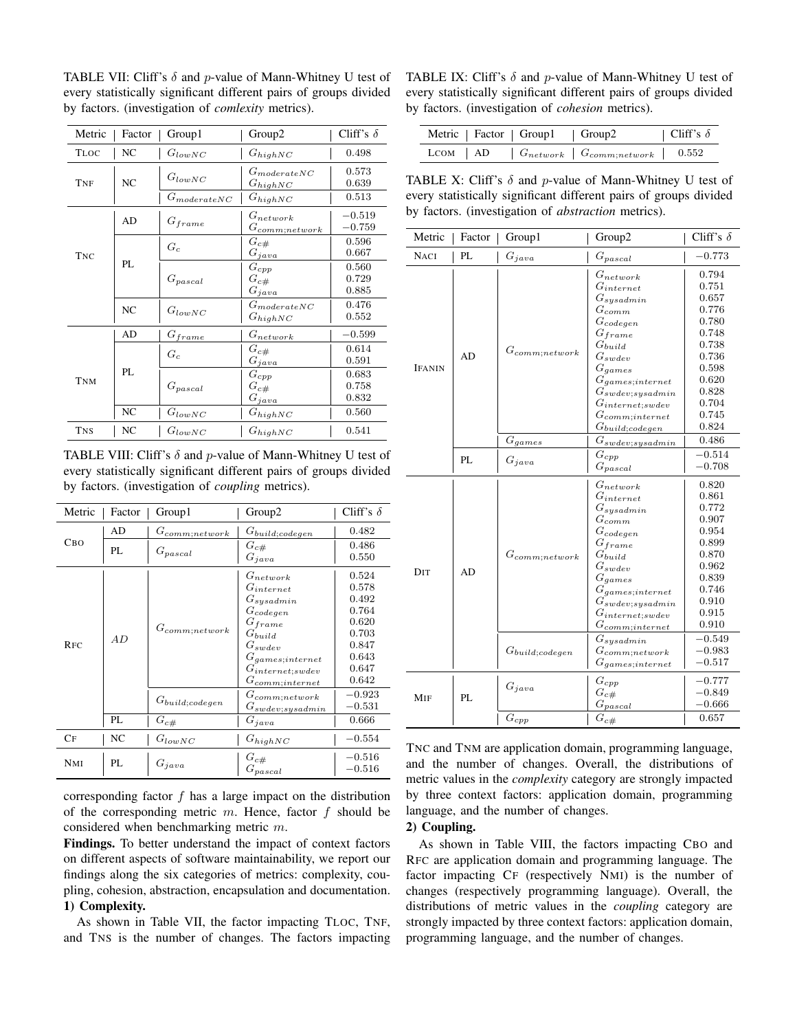TABLE VII: Cliff's $\delta$ and $p$-value of Mann-Whitney U test of every statistically significant different pairs of groups divided by factors. (investigation of *comlexity* metrics).

| Metric | Factor | Group1 | Group2 | Cliff's $\delta$ |
|---|---|---|---|---|
| TLOC | NC | $G_{lowNC}$ | $G_{highNC}$ | 0.498 |
| TNF | NC | $G_{lowNC}$ | $G_{moderateNC}$ | 0.573 |
| | | | $G_{highNC}$ | 0.639 |
| | | $G_{moderateNC}$ | $G_{highNC}$ | 0.513 |
| TNC | AD | $G_{frame}$ | $G_{network}$ | $-0.519$ |
| | | | $G_{comm;network}$ | $-0.759$ |
| | PL | $G_{c}$ | $G_{c\#}$ | 0.596 |
| | | | $G_{java}$ | 0.667 |
| | | $G_{pascal}$ | $G_{cpp}$ | 0.560 |
| | | | $G_{c\#}$ | 0.729 |
| | | | $G_{java}$ | 0.885 |
| | NC | $G_{lowNC}$ | $G_{moderateNC}$ | 0.476 |
| | | | $G_{highNC}$ | 0.552 |
| TNM | AD | $G_{frame}$ | $G_{network}$ | $-0.599$ |
| | PL | $G_{c}$ | $G_{c\#}$ | 0.614 |
| | | | $G_{java}$ | 0.591 |
| | | $G_{pascal}$ | $G_{cpp}$ | 0.683 |
| | | | $G_{c\#}$ | 0.758 |
| | | | $G_{java}$ | 0.832 |
| | NC | $G_{lowNC}$ | $G_{highNC}$ | 0.560 |
| TNS | NC | $G_{lowNC}$ | $G_{highNC}$ | 0.541 |

TABLE VIII: Cliff's $\delta$ and $p$-value of Mann-Whitney U test of every statistically significant different pairs of groups divided by factors. (investigation of *coupling* metrics).

| Metric | Factor | Group1 | Group2 | Cliff's $\delta$ |
|---|---|---|---|---|
| CBO | AD | $G_{comm;network}$ | $G_{build;codegen}$ | 0.482 |
| | PL | $G_{pascal}$ | $G_{c\#}$ | 0.486 |
| | | | $G_{java}$ | 0.550 |
| RFC | $AD$ | $G_{comm;network}$ | $G_{network}$ | 0.524 |
| | | | $G_{internet}$ | 0.578 |
| | | | $G_{sysadmin}$ | 0.492 |
| | | | $G_{codegen}$ | 0.764 |
| | | | $G_{frame}$ | 0.620 |
| | | | $G_{build}$ | 0.703 |
| | | | $G_{swdev}$ | 0.847 |
| | | | $G_{games;internet}$ | 0.643 |
| | | | $G_{internet;swdev}$ | 0.647 |
| | | | $G_{comm;internet}$ | 0.642 |
| | | $G_{build;codegen}$ | $G_{comm;network}$ | $-0.923$ |
| | | | $G_{swdev;sysadmin}$ | $-0.531$ |
| | PL | $G_{c\#}$ | $G_{java}$ | 0.666 |
| CF | NC | $G_{lowNC}$ | $G_{highNC}$ | $-0.554$ |
| NMI | PL | $G_{java}$ | $G_{c\#}$ | $-0.516$ |
| | | | $G_{pascal}$ | $-0.516$ |

corresponding factor $f$ has a large impact on the distribution of the corresponding metric $m$. Hence, factor $f$ should be considered when benchmarking metric $m$.

**Findings.** To better understand the impact of context factors on different aspects of software maintainability, we report our findings along the six categories of metrics: complexity, coupling, cohesion, abstraction, encapsulation and documentation.

**1) Complexity.**

As shown in Table VII, the factor impacting TLOC, TNF, and TNS is the number of changes. The factors impacting TNC and TNM are application domain, programming language, and the number of changes. Overall, the distributions of metric values in the *complexity* category are strongly impacted by three context factors: application domain, programming language, and the number of changes.

**2) Coupling.**

As shown in Table VIII, the factors impacting CBO and RFC are application domain and programming language. The factor impacting CF (respectively NMI) is the number of changes (respectively programming language). Overall, the distributions of metric values in the *coupling* category are strongly impacted by three context factors: application domain, programming language, and the number of changes.

TABLE IX: Cliff's $\delta$ and $p$-value of Mann-Whitney U test of every statistically significant different pairs of groups divided by factors. (investigation of *cohesion* metrics).

| Metric | Factor | Group1 | Group2 | Cliff's $\delta$ |
|---|---|---|---|---|
| LCOM | AD | $G_{network}$ | $G_{comm;network}$ | 0.552 |

TABLE X: Cliff's $\delta$ and $p$-value of Mann-Whitney U test of every statistically significant different pairs of groups divided by factors. (investigation of *abstraction* metrics).

| Metric | Factor | Group1 | Group2 | Cliff's $\delta$ |
|---|---|---|---|---|
| NACI | PL | $G_{java}$ | $G_{pascal}$ | $-0.773$ |
| IFANIN | AD | $G_{comm;network}$ | $G_{network}$ | 0.794 |
| | | | $G_{internet}$ | 0.751 |
| | | | $G_{sysadmin}$ | 0.657 |
| | | | $G_{comm}$ | 0.776 |
| | | | $G_{codegen}$ | 0.780 |
| | | | $G_{frame}$ | 0.748 |
| | | | $G_{build}$ | 0.738 |
| | | | $G_{swdev}$ | 0.736 |
| | | | $G_{games}$ | 0.598 |
| | | | $G_{games;internet}$ | 0.620 |
| | | | $G_{swdev;sysadmin}$ | 0.828 |
| | | | $G_{internet;swdev}$ | 0.704 |
| | | | $G_{comm;internet}$ | 0.745 |
| | | | $G_{build;codegen}$ | 0.824 |
| | | $G_{games}$ | $G_{swdev;sysadmin}$ | 0.486 |
| | PL | $G_{java}$ | $G_{cpp}$ | $-0.514$ |
| | | | $G_{pascal}$ | $-0.708$ |
| DIT | AD | $G_{comm;network}$ | $G_{network}$ | 0.820 |
| | | | $G_{internet}$ | 0.861 |
| | | | $G_{sysadmin}$ | 0.772 |
| | | | $G_{comm}$ | 0.907 |
| | | | $G_{codegen}$ | 0.954 |
| | | | $G_{frame}$ | 0.899 |
| | | | $G_{build}$ | 0.870 |
| | | | $G_{swdev}$ | 0.962 |
| | | | $G_{games}$ | 0.839 |
| | | | $G_{games;internet}$ | 0.746 |
| | | | $G_{swdev;sysadmin}$ | 0.910 |
| | | | $G_{internet;swdev}$ | 0.915 |
| | | | $G_{comm;internet}$ | 0.910 |
| | | $G_{build;codegen}$ | $G_{sysadmin}$ | $-0.549$ |
| | | | $G_{comm;network}$ | $-0.983$ |
| | | | $G_{games;internet}$ | $-0.517$ |
| MIF | PL | $G_{java}$ | $G_{cpp}$ | $-0.777$ |
| | | | $G_{c\#}$ | $-0.849$ |
| | | | $G_{pascal}$ | $-0.666$ |
| | | $G_{cpp}$ | $G_{c\#}$ | 0.657 |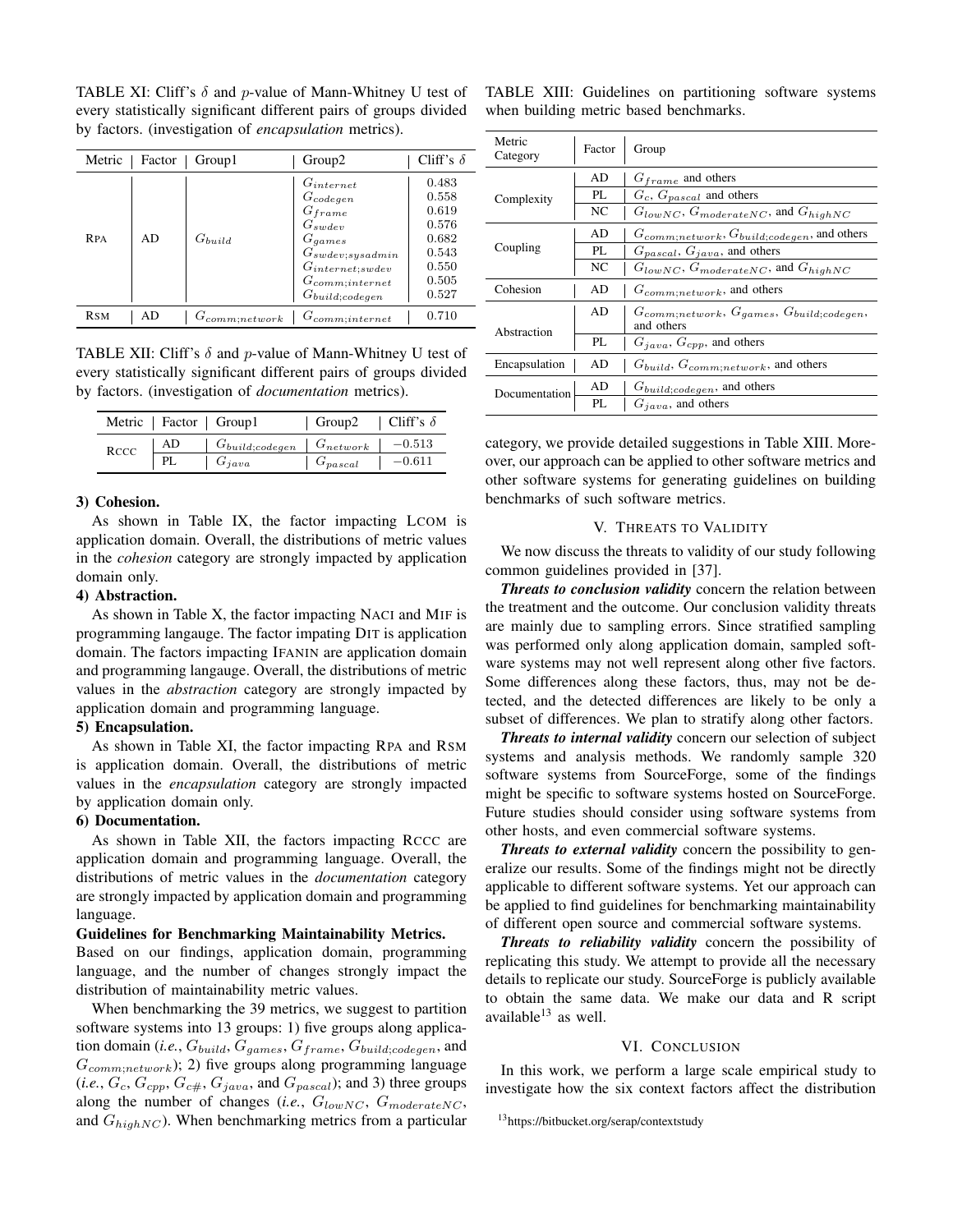TABLE XI: Cliff's $\delta$ and $p$-value of Mann-Whitney U test of every statistically significant different pairs of groups divided by factors. (investigation of *encapsulation* metrics).

| Metric | Factor | Group1 | Group2 | Cliff's $\delta$ |
|---|---|---|---|---|
| RPA | AD | $G_{build}$ | $G_{internet}$ | 0.483 |
| | | | $G_{codegen}$ | 0.558 |
| | | | $G_{frame}$ | 0.619 |
| | | | $G_{swdev}$ | 0.576 |
| | | | $G_{games}$ | 0.682 |
| | | | $G_{swdev;sysadmin}$ | 0.543 |
| | | | $G_{internet;swdev}$ | 0.550 |
| | | | $G_{comm;internet}$ | 0.505 |
| | | | $G_{build;codegen}$ | 0.527 |
| RSM | AD | $G_{comm;network}$ | $G_{comm;internet}$ | 0.710 |

TABLE XII: Cliff's $\delta$ and $p$-value of Mann-Whitney U test of every statistically significant different pairs of groups divided by factors. (investigation of *documentation* metrics).

| Metric | Factor | Group1 | Group2 | Cliff's $\delta$ |
|---|---|---|---|---|
| RCCC | AD | $G_{build;codegen}$ | $G_{network}$ | $-0.513$ |
| | PL | $G_{java}$ | $G_{pascal}$ | $-0.611$ |

**3) Cohesion.**

As shown in Table IX, the factor impacting LCOM is application domain. Overall, the distributions of metric values in the *cohesion* category are strongly impacted by application domain only.

**4) Abstraction.**

As shown in Table X, the factor impacting NACI and MIF is programming langauge. The factor impating DIT is application domain. The factors impacting IFANIN are application domain and programming langauge. Overall, the distributions of metric values in the *abstraction* category are strongly impacted by application domain and programming language.

**5) Encapsulation.**

As shown in Table XI, the factor impacting RPA and RSM is application domain. Overall, the distributions of metric values in the *encapsulation* category are strongly impacted by application domain only.

**6) Documentation.**

As shown in Table XII, the factors impacting RCCC are application domain and programming language. Overall, the distributions of metric values in the *documentation* category are strongly impacted by application domain and programming language.

**Guidelines for Benchmarking Maintainability Metrics.**
Based on our findings, application domain, programming language, and the number of changes strongly impact the distribution of maintainability metric values.

When benchmarking the 39 metrics, we suggest to partition software systems into 13 groups: 1) five groups along application domain (*i.e.*, $G_{build}$, $G_{games}$, $G_{frame}$, $G_{build;codegen}$, and $G_{comm;network}$); 2) five groups along programming language (*i.e.*, $G_{c}$, $G_{cpp}$, $G_{c\#}$, $G_{java}$, and $G_{pascal}$); and 3) three groups along the number of changes (*i.e.*, $G_{lowNC}$, $G_{moderateNC}$, and $G_{highNC}$). When benchmarking metrics from a particular category, we provide detailed suggestions in Table XIII. Moreover, our approach can be applied to other software metrics and other software systems for generating guidelines on building benchmarks of such software metrics.

TABLE XIII: Guidelines on partitioning software systems when building metric based benchmarks.

| Metric Category | Factor | Group |
|---|---|---|
| Complexity | AD | $G_{frame}$ and others |
| | PL | $G_{c}$, $G_{pascal}$ and others |
| | NC | $G_{lowNC}$, $G_{moderateNC}$, and $G_{highNC}$ |
| Coupling | AD | $G_{comm;network}$, $G_{build;codegen}$, and others |
| | PL | $G_{pascal}$, $G_{java}$, and others |
| | NC | $G_{lowNC}$, $G_{moderateNC}$, and $G_{highNC}$ |
| Cohesion | AD | $G_{comm;network}$, and others |
| Abstraction | AD | $G_{comm;network}$, $G_{games}$, $G_{build;codegen}$, and others |
| | PL | $G_{java}$, $G_{cpp}$, and others |
| Encapsulation | AD | $G_{build}$, $G_{comm;network}$, and others |
| Documentation | AD | $G_{build;codegen}$, and others |
| | PL | $G_{java}$, and others |

## V. Threats to Validity

We now discuss the threats to validity of our study following common guidelines provided in [37].

***Threats to conclusion validity*** concern the relation between the treatment and the outcome. Our conclusion validity threats are mainly due to sampling errors. Since stratified sampling was performed only along application domain, sampled software systems may not well represent along other five factors. Some differences along these factors, thus, may not be detected, and the detected differences are likely to be only a subset of differences. We plan to stratify along other factors.

***Threats to internal validity*** concern our selection of subject systems and analysis methods. We randomly sample 320 software systems from SourceForge, some of the findings might be specific to software systems hosted on SourceForge. Future studies should consider using software systems from other hosts, and even commercial software systems.

***Threats to external validity*** concern the possibility to generalize our results. Some of the findings might not be directly applicable to different software systems. Yet our approach can be applied to find guidelines for benchmarking maintainability of different open source and commercial software systems.

***Threats to reliability validity*** concern the possibility of replicating this study. We attempt to provide all the necessary details to replicate our study. SourceForge is publicly available to obtain the same data. We make our data and R script available[13] as well.

## VI. Conclusion

In this work, we perform a large scale empirical study to investigate how the six context factors affect the distribution

[13] https://bitbucket.org/serap/contextstudy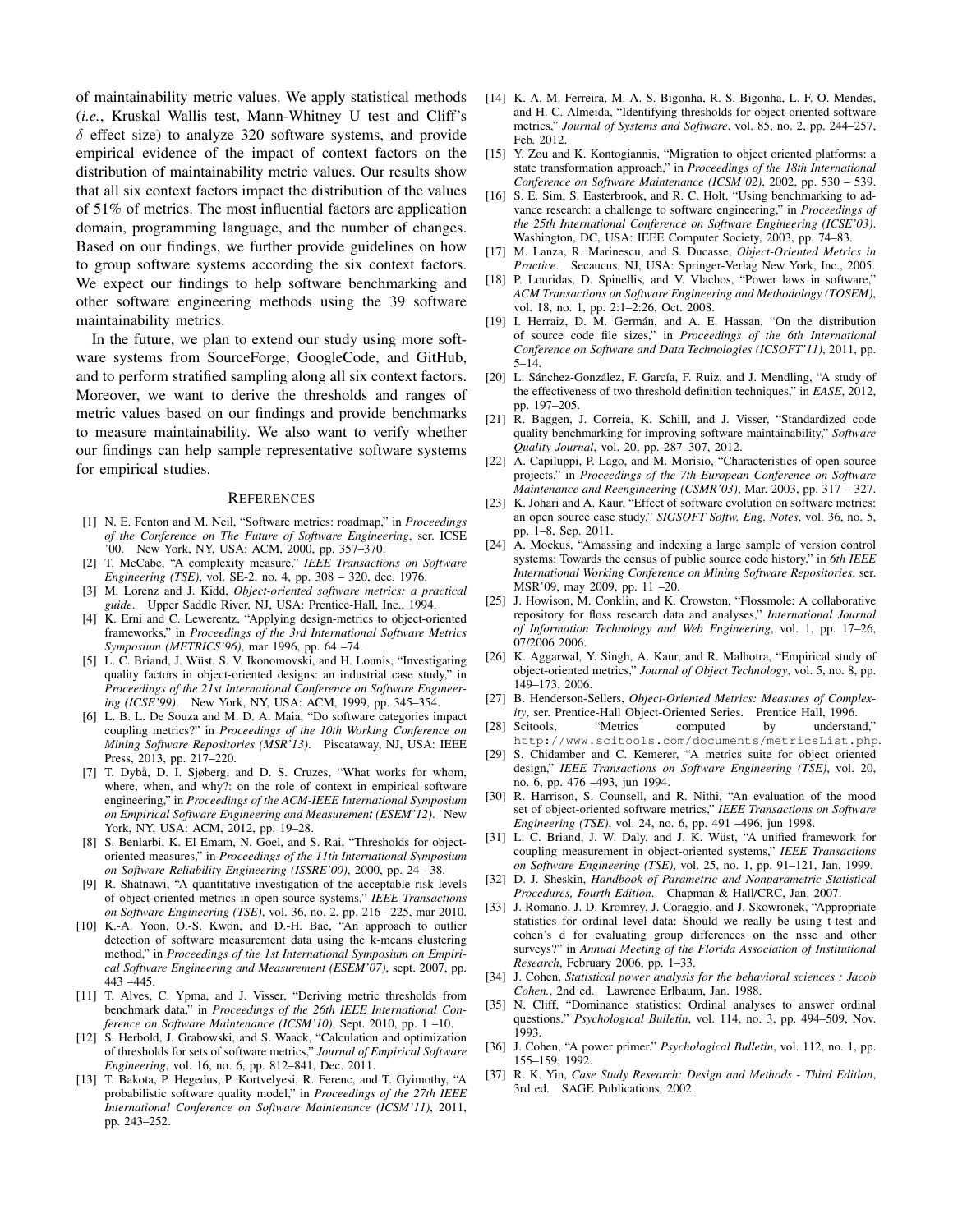of maintainability metric values. We apply statistical methods (*i.e.*, Kruskal Wallis test, Mann-Whitney U test and Cliff's $\delta$ effect size) to analyze 320 software systems, and provide empirical evidence of the impact of context factors on the distribution of maintainability metric values. Our results show that all six context factors impact the distribution of the values of 51% of metrics. The most influential factors are application domain, programming language, and the number of changes. Based on our findings, we further provide guidelines on how to group software systems according the six context factors. We expect our findings to help software benchmarking and other software engineering methods using the 39 software maintainability metrics.

In the future, we plan to extend our study using more software systems from SourceForge, GoogleCode, and GitHub, and to perform stratified sampling along all six context factors. Moreover, we want to derive the thresholds and ranges of metric values based on our findings and provide benchmarks to measure maintainability. We also want to verify whether our findings can help sample representative software systems for empirical studies.

## REFERENCES

[1] N. E. Fenton and M. Neil, "Software metrics: roadmap," in *Proceedings of the Conference on The Future of Software Engineering*, ser. ICSE '00. New York, NY, USA: ACM, 2000, pp. 357–370.

[2] T. McCabe, "A complexity measure," *IEEE Transactions on Software Engineering (TSE)*, vol. SE-2, no. 4, pp. 308 – 320, dec. 1976.

[3] M. Lorenz and J. Kidd, *Object-oriented software metrics: a practical guide*. Upper Saddle River, NJ, USA: Prentice-Hall, Inc., 1994.

[4] K. Erni and C. Lewerentz, "Applying design-metrics to object-oriented frameworks," in *Proceedings of the 3rd International Software Metrics Symposium (METRICS'96)*, mar 1996, pp. 64 –74.

[5] L. C. Briand, J. Wüst, S. V. Ikonomovski, and H. Lounis, "Investigating quality factors in object-oriented designs: an industrial case study," in *Proceedings of the 21st International Conference on Software Engineering (ICSE'99)*. New York, NY, USA: ACM, 1999, pp. 345–354.

[6] L. B. L. De Souza and M. D. A. Maia, "Do software categories impact coupling metrics?" in *Proceedings of the 10th Working Conference on Mining Software Repositories (MSR'13)*. Piscataway, NJ, USA: IEEE Press, 2013, pp. 217–220.

[7] T. Dybå, D. I. Sjøberg, and D. S. Cruzes, "What works for whom, where, when, and why?: on the role of context in empirical software engineering," in *Proceedings of the ACM-IEEE International Symposium on Empirical Software Engineering and Measurement (ESEM'12)*. New York, NY, USA: ACM, 2012, pp. 19–28.

[8] S. Benlarbi, K. El Emam, N. Goel, and S. Rai, "Thresholds for object-oriented measures," in *Proceedings of the 11th International Symposium on Software Reliability Engineering (ISSRE'00)*, 2000, pp. 24 –38.

[9] R. Shatnawi, "A quantitative investigation of the acceptable risk levels of object-oriented metrics in open-source systems," *IEEE Transactions on Software Engineering (TSE)*, vol. 36, no. 2, pp. 216 –225, mar 2010.

[10] K.-A. Yoon, O.-S. Kwon, and D.-H. Bae, "An approach to outlier detection of software measurement data using the k-means clustering method," in *Proceedings of the 1st International Symposium on Empirical Software Engineering and Measurement (ESEM'07)*, sept. 2007, pp. 443 –445.

[11] T. Alves, C. Ypma, and J. Visser, "Deriving metric thresholds from benchmark data," in *Proceedings of the 26th IEEE International Conference on Software Maintenance (ICSM'10)*, Sept. 2010, pp. 1 –10.

[12] S. Herbold, J. Grabowski, and S. Waack, "Calculation and optimization of thresholds for sets of software metrics," *Journal of Empirical Software Engineering*, vol. 16, no. 6, pp. 812–841, Dec. 2011.

[13] T. Bakota, P. Hegedus, P. Kortvelyesi, R. Ferenc, and T. Gyimothy, "A probabilistic software quality model," in *Proceedings of the 27th IEEE International Conference on Software Maintenance (ICSM'11)*, 2011, pp. 243–252.

[14] K. A. M. Ferreira, M. A. S. Bigonha, R. S. Bigonha, L. F. O. Mendes, and H. C. Almeida, "Identifying thresholds for object-oriented software metrics," *Journal of Systems and Software*, vol. 85, no. 2, pp. 244–257, Feb. 2012.

[15] Y. Zou and K. Kontogiannis, "Migration to object oriented platforms: a state transformation approach," in *Proceedings of the 18th International Conference on Software Maintenance (ICSM'02)*, 2002, pp. 530 – 539.

[16] S. E. Sim, S. Easterbrook, and R. C. Holt, "Using benchmarking to advance research: a challenge to software engineering," in *Proceedings of the 25th International Conference on Software Engineering (ICSE'03)*. Washington, DC, USA: IEEE Computer Society, 2003, pp. 74–83.

[17] M. Lanza, R. Marinescu, and S. Ducasse, *Object-Oriented Metrics in Practice*. Secaucus, NJ, USA: Springer-Verlag New York, Inc., 2005.

[18] P. Louridas, D. Spinellis, and V. Vlachos, "Power laws in software," *ACM Transactions on Software Engineering and Methodology (TOSEM)*, vol. 18, no. 1, pp. 2:1–2:26, Oct. 2008.

[19] I. Herraiz, D. M. Germán, and A. E. Hassan, "On the distribution of source code file sizes," in *Proceedings of the 6th International Conference on Software and Data Technologies (ICSOFT'11)*, 2011, pp. 5–14.

[20] L. Sánchez-González, F. García, F. Ruiz, and J. Mendling, "A study of the effectiveness of two threshold definition techniques," in *EASE*, 2012, pp. 197–205.

[21] R. Baggen, J. Correia, K. Schill, and J. Visser, "Standardized code quality benchmarking for improving software maintainability," *Software Quality Journal*, vol. 20, pp. 287–307, 2012.

[22] A. Capiluppi, P. Lago, and M. Morisio, "Characteristics of open source projects," in *Proceedings of the 7th European Conference on Software Maintenance and Reengineering (CSMR'03)*, Mar. 2003, pp. 317 – 327.

[23] K. Johari and A. Kaur, "Effect of software evolution on software metrics: an open source case study," *SIGSOFT Softw. Eng. Notes*, vol. 36, no. 5, pp. 1–8, Sep. 2011.

[24] A. Mockus, "Amassing and indexing a large sample of version control systems: Towards the census of public source code history," in *6th IEEE International Working Conference on Mining Software Repositories*, ser. MSR'09, may 2009, pp. 11 –20.

[25] J. Howison, M. Conklin, and K. Crowston, "Flossmole: A collaborative repository for floss research data and analyses," *International Journal of Information Technology and Web Engineering*, vol. 1, pp. 17–26, 07/2006 2006.

[26] K. Aggarwal, Y. Singh, A. Kaur, and R. Malhotra, "Empirical study of object-oriented metrics," *Journal of Object Technology*, vol. 5, no. 8, pp. 149–173, 2006.

[27] B. Henderson-Sellers, *Object-Oriented Metrics: Measures of Complexity*, ser. Prentice-Hall Object-Oriented Series. Prentice Hall, 1996.

[28] Scitools, "Metrics computed by understand," `http://www.scitools.com/documents/metricsList.php`.

[29] S. Chidamber and C. Kemerer, "A metrics suite for object oriented design," *IEEE Transactions on Software Engineering (TSE)*, vol. 20, no. 6, pp. 476 –493, jun 1994.

[30] R. Harrison, S. Counsell, and R. Nithi, "An evaluation of the mood set of object-oriented software metrics," *IEEE Transactions on Software Engineering (TSE)*, vol. 24, no. 6, pp. 491 –496, jun 1998.

[31] L. C. Briand, J. W. Daly, and J. K. Wüst, "A unified framework for coupling measurement in object-oriented systems," *IEEE Transactions on Software Engineering (TSE)*, vol. 25, no. 1, pp. 91–121, Jan. 1999.

[32] D. J. Sheskin, *Handbook of Parametric and Nonparametric Statistical Procedures, Fourth Edition*. Chapman & Hall/CRC, Jan. 2007.

[33] J. Romano, J. D. Kromrey, J. Coraggio, and J. Skowronek, "Appropriate statistics for ordinal level data: Should we really be using t-test and cohen's d for evaluating group differences on the nsse and other surveys?" in *Annual Meeting of the Florida Association of Institutional Research*, February 2006, pp. 1–33.

[34] J. Cohen, *Statistical power analysis for the behavioral sciences : Jacob Cohen.*, 2nd ed. Lawrence Erlbaum, Jan. 1988.

[35] N. Cliff, "Dominance statistics: Ordinal analyses to answer ordinal questions." *Psychological Bulletin*, vol. 114, no. 3, pp. 494–509, Nov. 1993.

[36] J. Cohen, "A power primer." *Psychological Bulletin*, vol. 112, no. 1, pp. 155–159, 1992.

[37] R. K. Yin, *Case Study Research: Design and Methods - Third Edition*, 3rd ed. SAGE Publications, 2002.